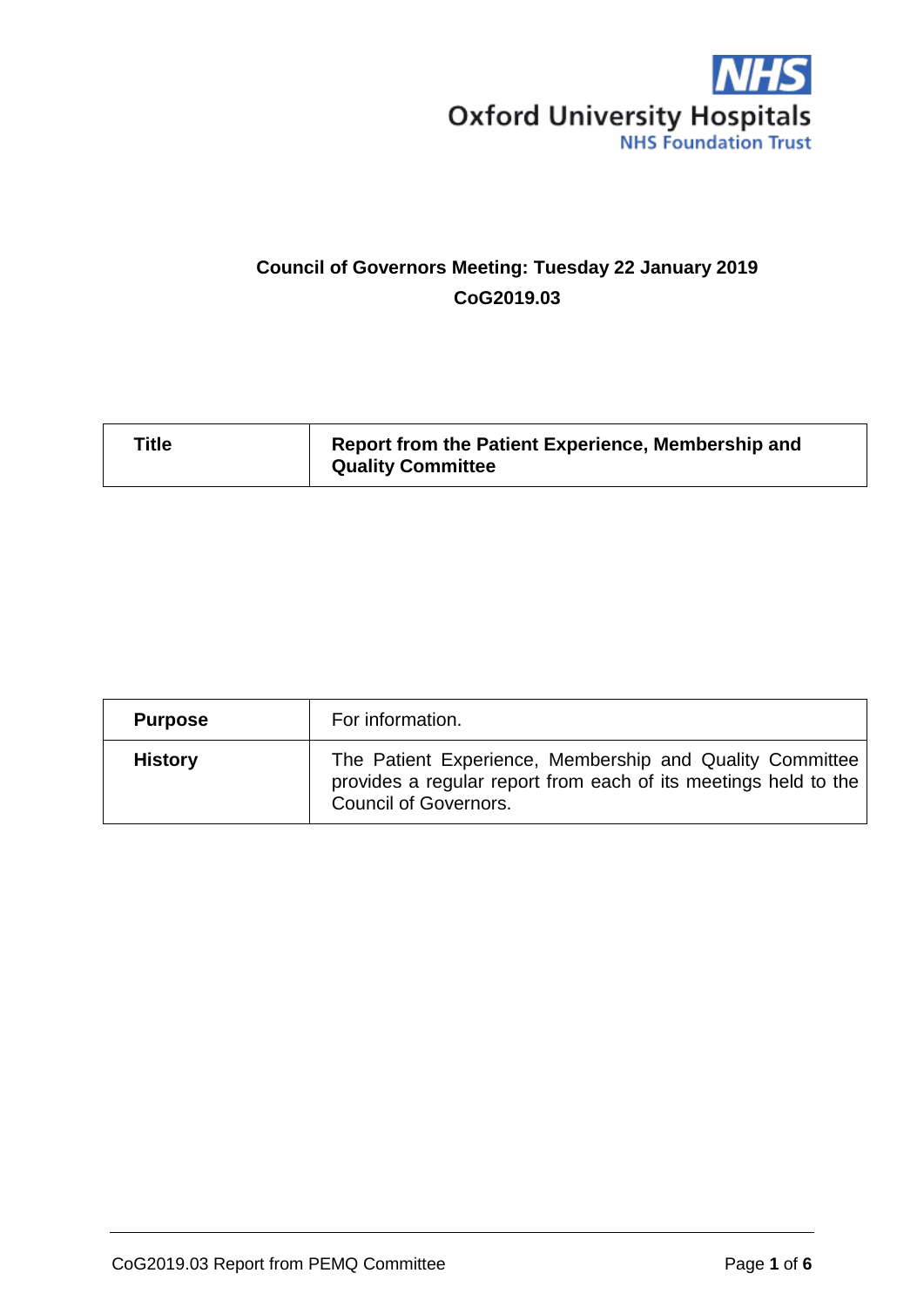NHS
Oxford University Hospitals
NHS Foundation Trust

**Council of Governors Meeting: Tuesday 22 January 2019**

**CoG2019.03**

| **Title** | **Report from the Patient Experience, Membership and Quality Committee** |
|---|---|

| **Purpose** | For information. |
|---|---|
| **History** | The Patient Experience, Membership and Quality Committee provides a regular report from each of its meetings held to the Council of Governors. |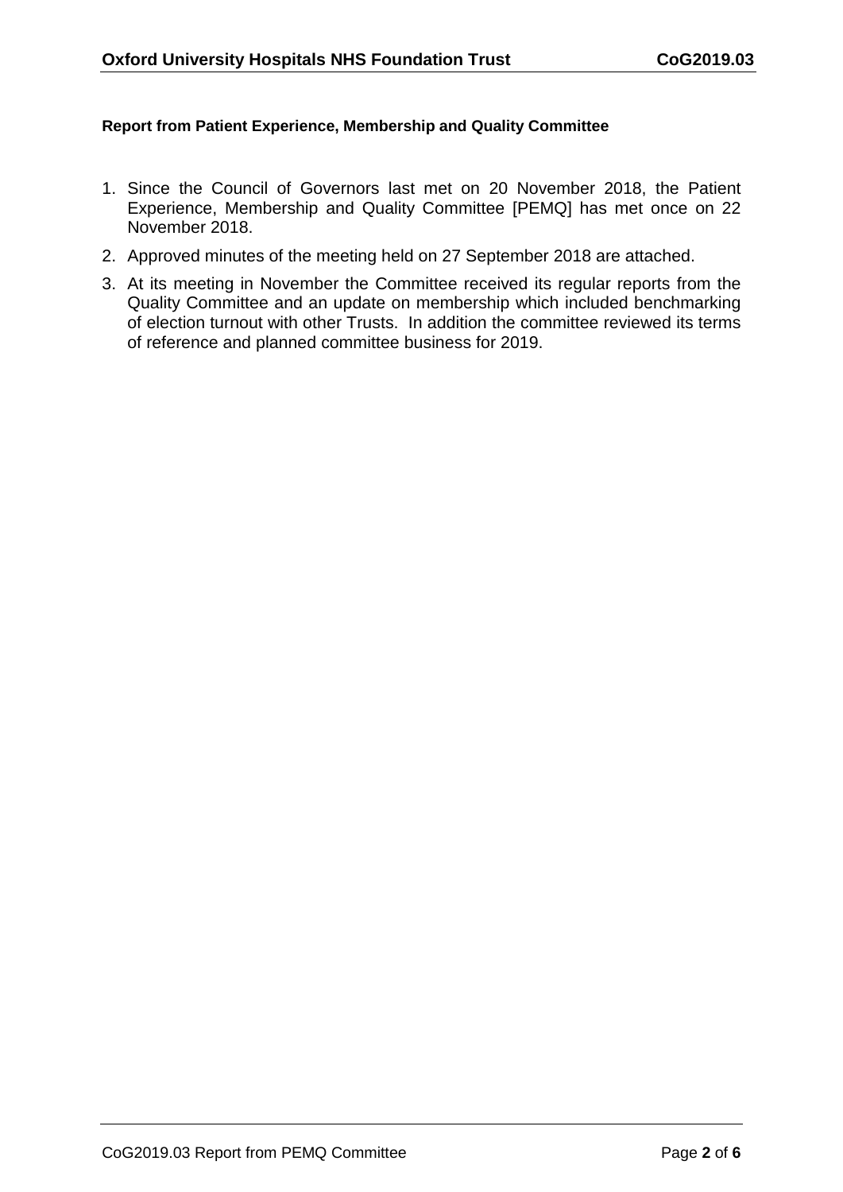**Report from Patient Experience, Membership and Quality Committee**

1. Since the Council of Governors last met on 20 November 2018, the Patient Experience, Membership and Quality Committee [PEMQ] has met once on 22 November 2018.
2. Approved minutes of the meeting held on 27 September 2018 are attached.
3. At its meeting in November the Committee received its regular reports from the Quality Committee and an update on membership which included benchmarking of election turnout with other Trusts. In addition the committee reviewed its terms of reference and planned committee business for 2019.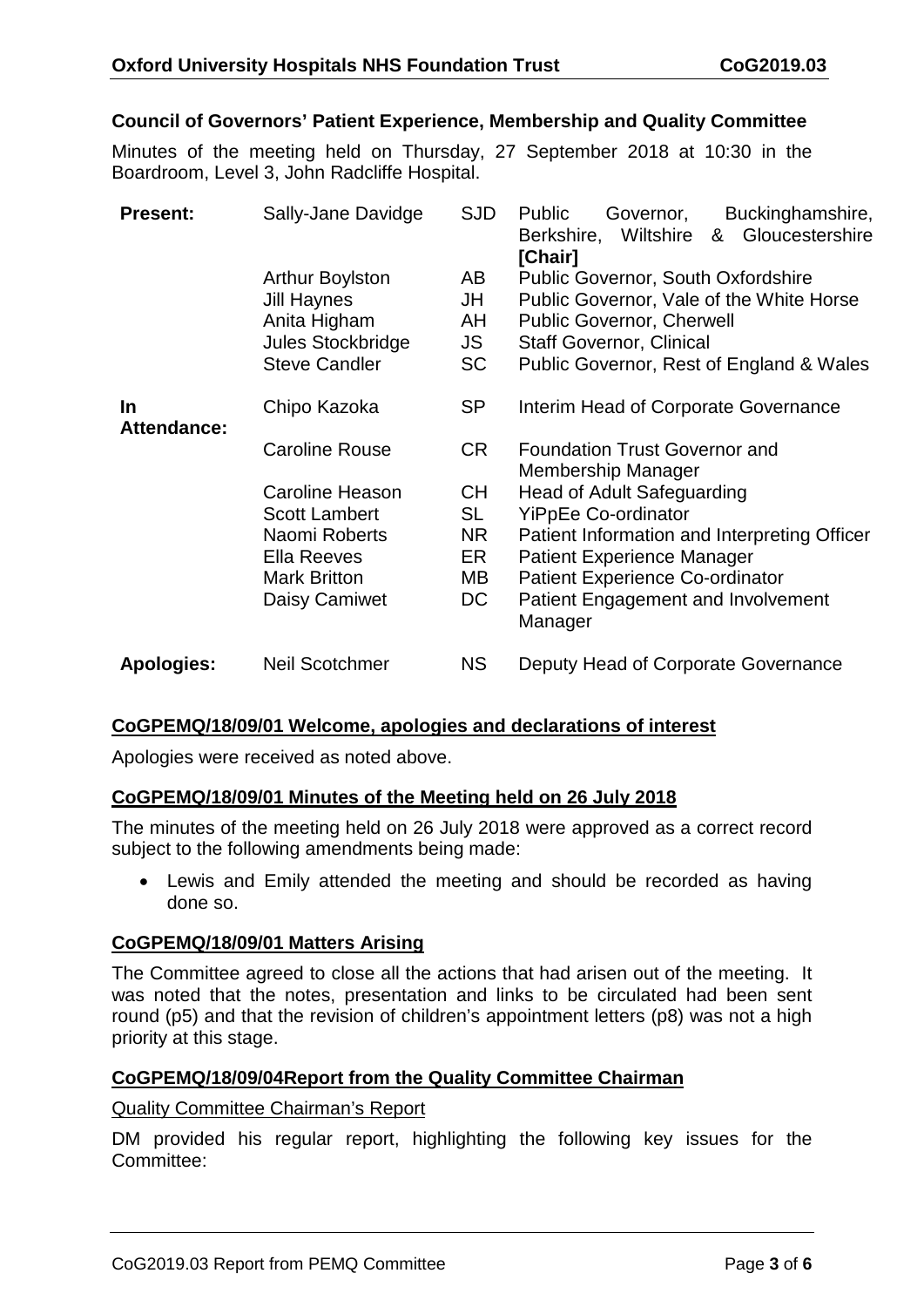## Council of Governors' Patient Experience, Membership and Quality Committee

Minutes of the meeting held on Thursday, 27 September 2018 at 10:30 in the Boardroom, Level 3, John Radcliffe Hospital.

| | | | |
|---|---|---|---|
| **Present:** | Sally-Jane Davidge | SJD | Public Governor, Buckinghamshire, Berkshire, Wiltshire & Gloucestershire **[Chair]** |
| | Arthur Boylston | AB | Public Governor, South Oxfordshire |
| | Jill Haynes | JH | Public Governor, Vale of the White Horse |
| | Anita Higham | AH | Public Governor, Cherwell |
| | Jules Stockbridge | JS | Staff Governor, Clinical |
| | Steve Candler | SC | Public Governor, Rest of England & Wales |
| **In Attendance:** | Chipo Kazoka | SP | Interim Head of Corporate Governance |
| | Caroline Rouse | CR | Foundation Trust Governor and Membership Manager |
| | Caroline Heason | CH | Head of Adult Safeguarding |
| | Scott Lambert | SL | YiPpEe Co-ordinator |
| | Naomi Roberts | NR | Patient Information and Interpreting Officer |
| | Ella Reeves | ER | Patient Experience Manager |
| | Mark Britton | MB | Patient Experience Co-ordinator |
| | Daisy Camiwet | DC | Patient Engagement and Involvement Manager |
| **Apologies:** | Neil Scotchmer | NS | Deputy Head of Corporate Governance |

### CoGPEMQ/18/09/01 Welcome, apologies and declarations of interest

Apologies were received as noted above.

### CoGPEMQ/18/09/01 Minutes of the Meeting held on 26 July 2018

The minutes of the meeting held on 26 July 2018 were approved as a correct record subject to the following amendments being made:

- Lewis and Emily attended the meeting and should be recorded as having done so.

### CoGPEMQ/18/09/01 Matters Arising

The Committee agreed to close all the actions that had arisen out of the meeting. It was noted that the notes, presentation and links to be circulated had been sent round (p5) and that the revision of children's appointment letters (p8) was not a high priority at this stage.

### CoGPEMQ/18/09/04Report from the Quality Committee Chairman

Quality Committee Chairman's Report

DM provided his regular report, highlighting the following key issues for the Committee: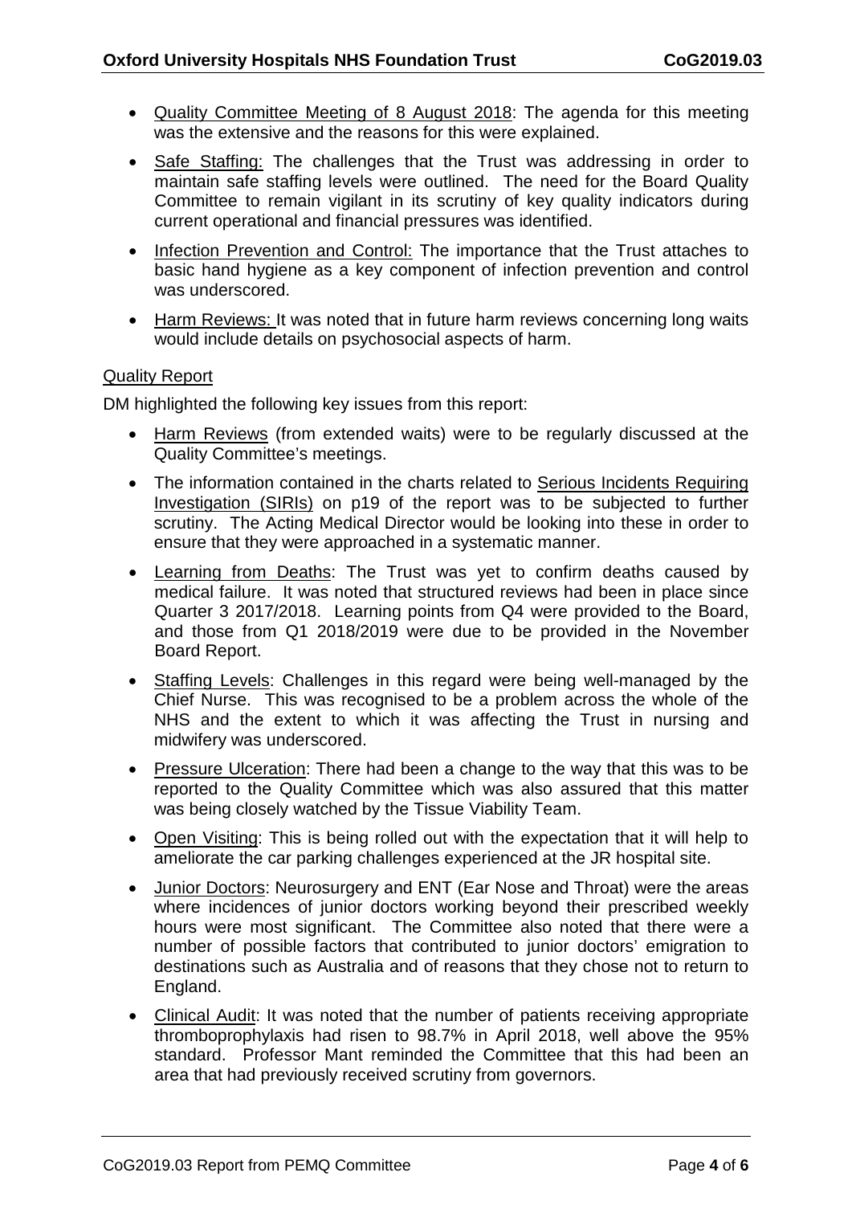- Quality Committee Meeting of 8 August 2018: The agenda for this meeting was the extensive and the reasons for this were explained.
- Safe Staffing: The challenges that the Trust was addressing in order to maintain safe staffing levels were outlined. The need for the Board Quality Committee to remain vigilant in its scrutiny of key quality indicators during current operational and financial pressures was identified.
- Infection Prevention and Control: The importance that the Trust attaches to basic hand hygiene as a key component of infection prevention and control was underscored.
- Harm Reviews: It was noted that in future harm reviews concerning long waits would include details on psychosocial aspects of harm.

Quality Report

DM highlighted the following key issues from this report:

- Harm Reviews (from extended waits) were to be regularly discussed at the Quality Committee's meetings.
- The information contained in the charts related to Serious Incidents Requiring Investigation (SIRIs) on p19 of the report was to be subjected to further scrutiny. The Acting Medical Director would be looking into these in order to ensure that they were approached in a systematic manner.
- Learning from Deaths: The Trust was yet to confirm deaths caused by medical failure. It was noted that structured reviews had been in place since Quarter 3 2017/2018. Learning points from Q4 were provided to the Board, and those from Q1 2018/2019 were due to be provided in the November Board Report.
- Staffing Levels: Challenges in this regard were being well-managed by the Chief Nurse. This was recognised to be a problem across the whole of the NHS and the extent to which it was affecting the Trust in nursing and midwifery was underscored.
- Pressure Ulceration: There had been a change to the way that this was to be reported to the Quality Committee which was also assured that this matter was being closely watched by the Tissue Viability Team.
- Open Visiting: This is being rolled out with the expectation that it will help to ameliorate the car parking challenges experienced at the JR hospital site.
- Junior Doctors: Neurosurgery and ENT (Ear Nose and Throat) were the areas where incidences of junior doctors working beyond their prescribed weekly hours were most significant. The Committee also noted that there were a number of possible factors that contributed to junior doctors' emigration to destinations such as Australia and of reasons that they chose not to return to England.
- Clinical Audit: It was noted that the number of patients receiving appropriate thromboprophylaxis had risen to 98.7% in April 2018, well above the 95% standard. Professor Mant reminded the Committee that this had been an area that had previously received scrutiny from governors.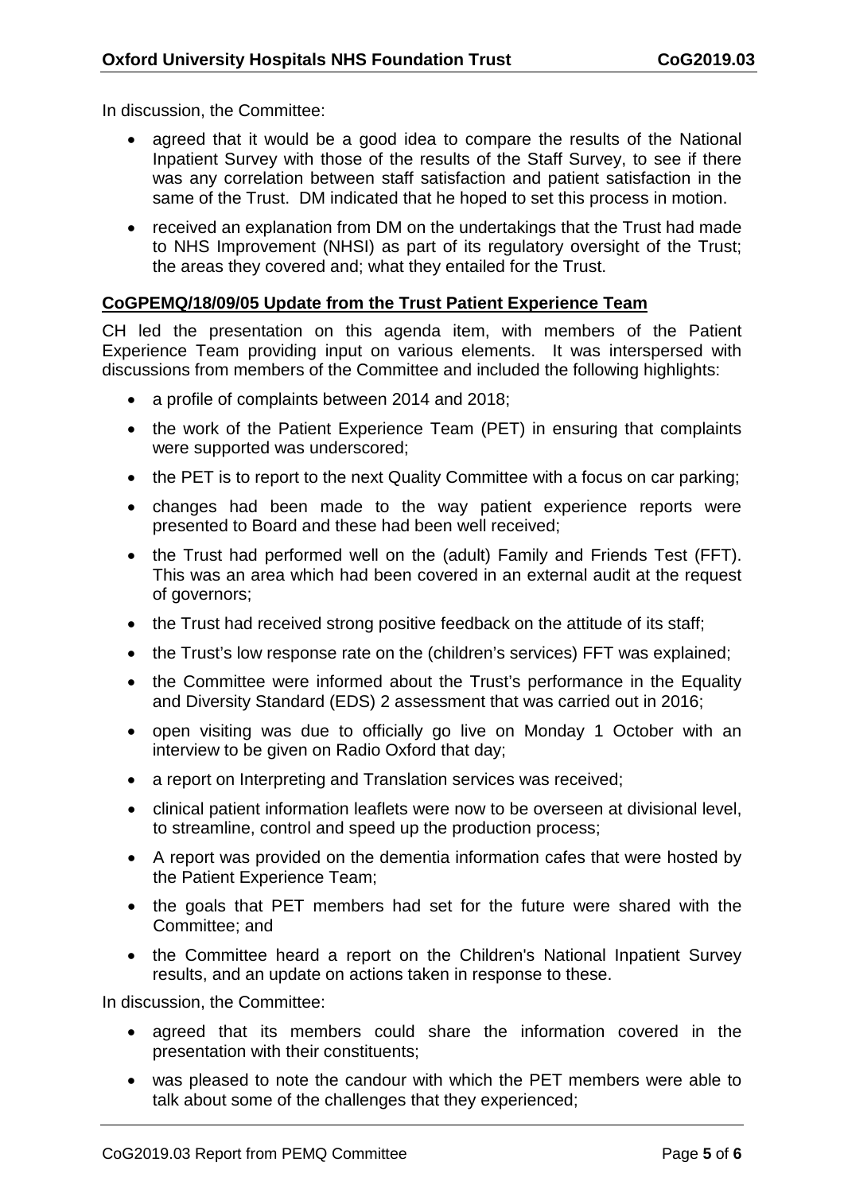In discussion, the Committee:

- agreed that it would be a good idea to compare the results of the National Inpatient Survey with those of the results of the Staff Survey, to see if there was any correlation between staff satisfaction and patient satisfaction in the same of the Trust. DM indicated that he hoped to set this process in motion.
- received an explanation from DM on the undertakings that the Trust had made to NHS Improvement (NHSI) as part of its regulatory oversight of the Trust; the areas they covered and; what they entailed for the Trust.

**CoGPEMQ/18/09/05 Update from the Trust Patient Experience Team**

CH led the presentation on this agenda item, with members of the Patient Experience Team providing input on various elements. It was interspersed with discussions from members of the Committee and included the following highlights:

- a profile of complaints between 2014 and 2018;
- the work of the Patient Experience Team (PET) in ensuring that complaints were supported was underscored;
- the PET is to report to the next Quality Committee with a focus on car parking;
- changes had been made to the way patient experience reports were presented to Board and these had been well received;
- the Trust had performed well on the (adult) Family and Friends Test (FFT). This was an area which had been covered in an external audit at the request of governors;
- the Trust had received strong positive feedback on the attitude of its staff;
- the Trust's low response rate on the (children's services) FFT was explained;
- the Committee were informed about the Trust's performance in the Equality and Diversity Standard (EDS) 2 assessment that was carried out in 2016;
- open visiting was due to officially go live on Monday 1 October with an interview to be given on Radio Oxford that day;
- a report on Interpreting and Translation services was received;
- clinical patient information leaflets were now to be overseen at divisional level, to streamline, control and speed up the production process;
- A report was provided on the dementia information cafes that were hosted by the Patient Experience Team;
- the goals that PET members had set for the future were shared with the Committee; and
- the Committee heard a report on the Children's National Inpatient Survey results, and an update on actions taken in response to these.

In discussion, the Committee:

- agreed that its members could share the information covered in the presentation with their constituents;
- was pleased to note the candour with which the PET members were able to talk about some of the challenges that they experienced;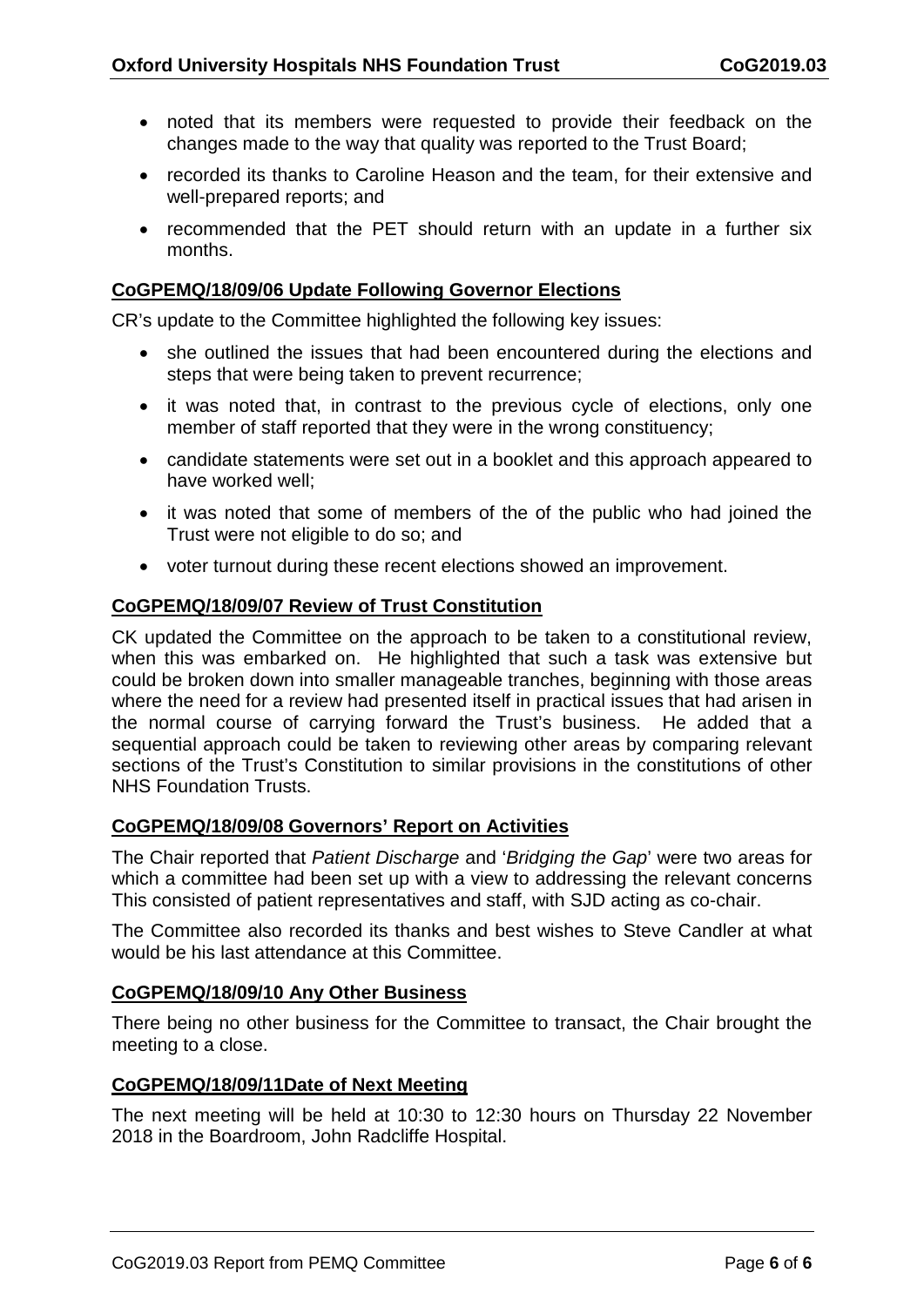- noted that its members were requested to provide their feedback on the changes made to the way that quality was reported to the Trust Board;
- recorded its thanks to Caroline Heason and the team, for their extensive and well-prepared reports; and
- recommended that the PET should return with an update in a further six months.

**CoGPEMQ/18/09/06 Update Following Governor Elections**

CR's update to the Committee highlighted the following key issues:

- she outlined the issues that had been encountered during the elections and steps that were being taken to prevent recurrence;
- it was noted that, in contrast to the previous cycle of elections, only one member of staff reported that they were in the wrong constituency;
- candidate statements were set out in a booklet and this approach appeared to have worked well;
- it was noted that some of members of the of the public who had joined the Trust were not eligible to do so; and
- voter turnout during these recent elections showed an improvement.

**CoGPEMQ/18/09/07 Review of Trust Constitution**

CK updated the Committee on the approach to be taken to a constitutional review, when this was embarked on. He highlighted that such a task was extensive but could be broken down into smaller manageable tranches, beginning with those areas where the need for a review had presented itself in practical issues that had arisen in the normal course of carrying forward the Trust's business. He added that a sequential approach could be taken to reviewing other areas by comparing relevant sections of the Trust's Constitution to similar provisions in the constitutions of other NHS Foundation Trusts.

**CoGPEMQ/18/09/08 Governors' Report on Activities**

The Chair reported that *Patient Discharge* and '*Bridging the Gap*' were two areas for which a committee had been set up with a view to addressing the relevant concerns This consisted of patient representatives and staff, with SJD acting as co-chair.

The Committee also recorded its thanks and best wishes to Steve Candler at what would be his last attendance at this Committee.

**CoGPEMQ/18/09/10 Any Other Business**

There being no other business for the Committee to transact, the Chair brought the meeting to a close.

**CoGPEMQ/18/09/11Date of Next Meeting**

The next meeting will be held at 10:30 to 12:30 hours on Thursday 22 November 2018 in the Boardroom, John Radcliffe Hospital.